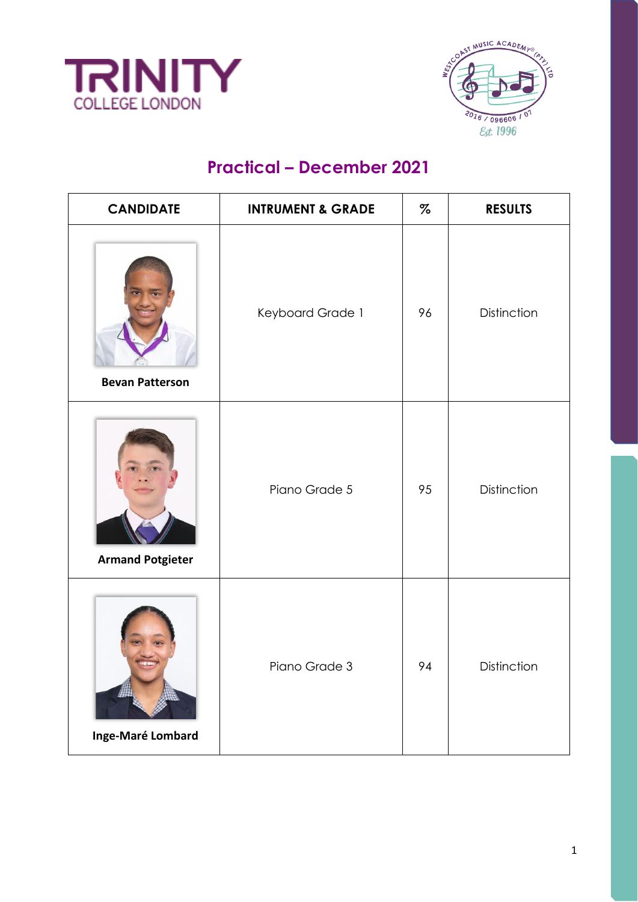TRINITY COLLEGE LONDON

WESTCOAST MUSIC ACADEMY® (PTY) LTD 2016 / 096606 / 07 Est. 1996

## Practical – December 2021

| CANDIDATE | INTRUMENT & GRADE | % | RESULTS |
|---|---|---|---|
| **Bevan Patterson** | Keyboard Grade 1 | 96 | Distinction |
| **Armand Potgieter** | Piano Grade 5 | 95 | Distinction |
| **Inge-Maré Lombard** | Piano Grade 3 | 94 | Distinction |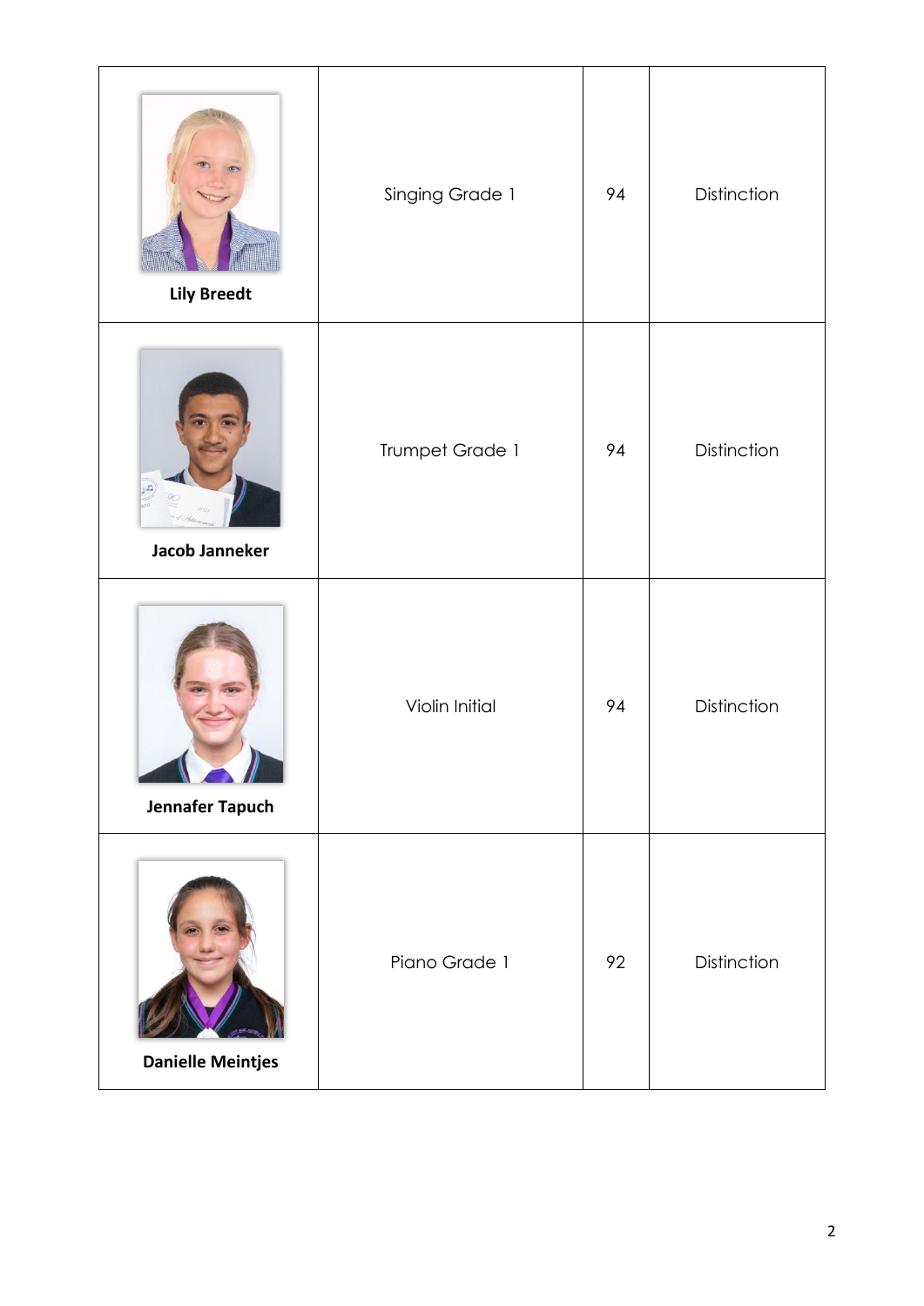| | | | |
|---|---|---|---|
| **Lily Breedt** | Singing Grade 1 | 94 | Distinction |
| **Jacob Janneker** | Trumpet Grade 1 | 94 | Distinction |
| **Jennafer Tapuch** | Violin Initial | 94 | Distinction |
| **Danielle Meintjes** | Piano Grade 1 | 92 | Distinction |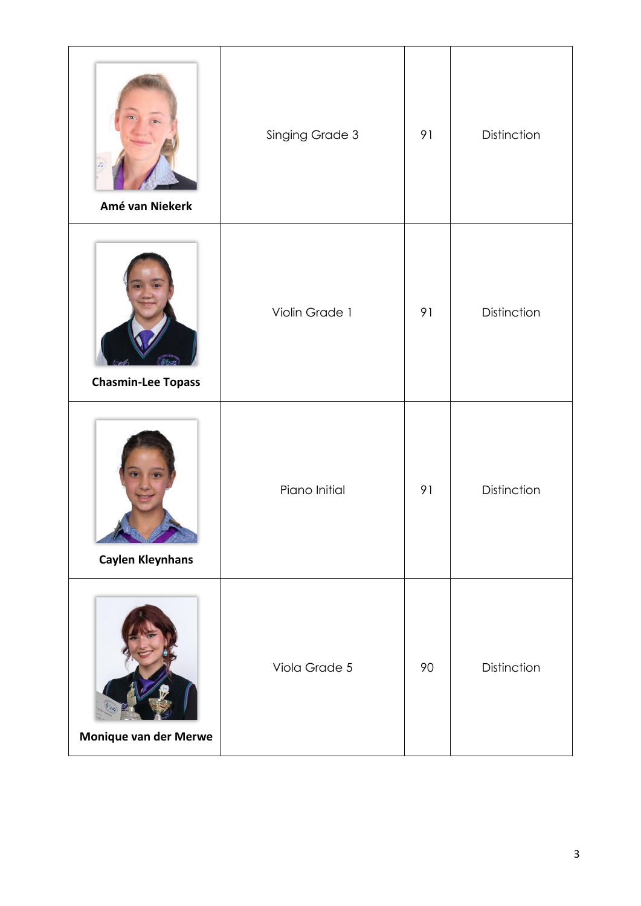| | | | |
|---|---|---|---|
| **Amé van Niekerk** | Singing Grade 3 | 91 | Distinction |
| **Chasmin-Lee Topass** | Violin Grade 1 | 91 | Distinction |
| **Caylen Kleynhans** | Piano Initial | 91 | Distinction |
| **Monique van der Merwe** | Viola Grade 5 | 90 | Distinction |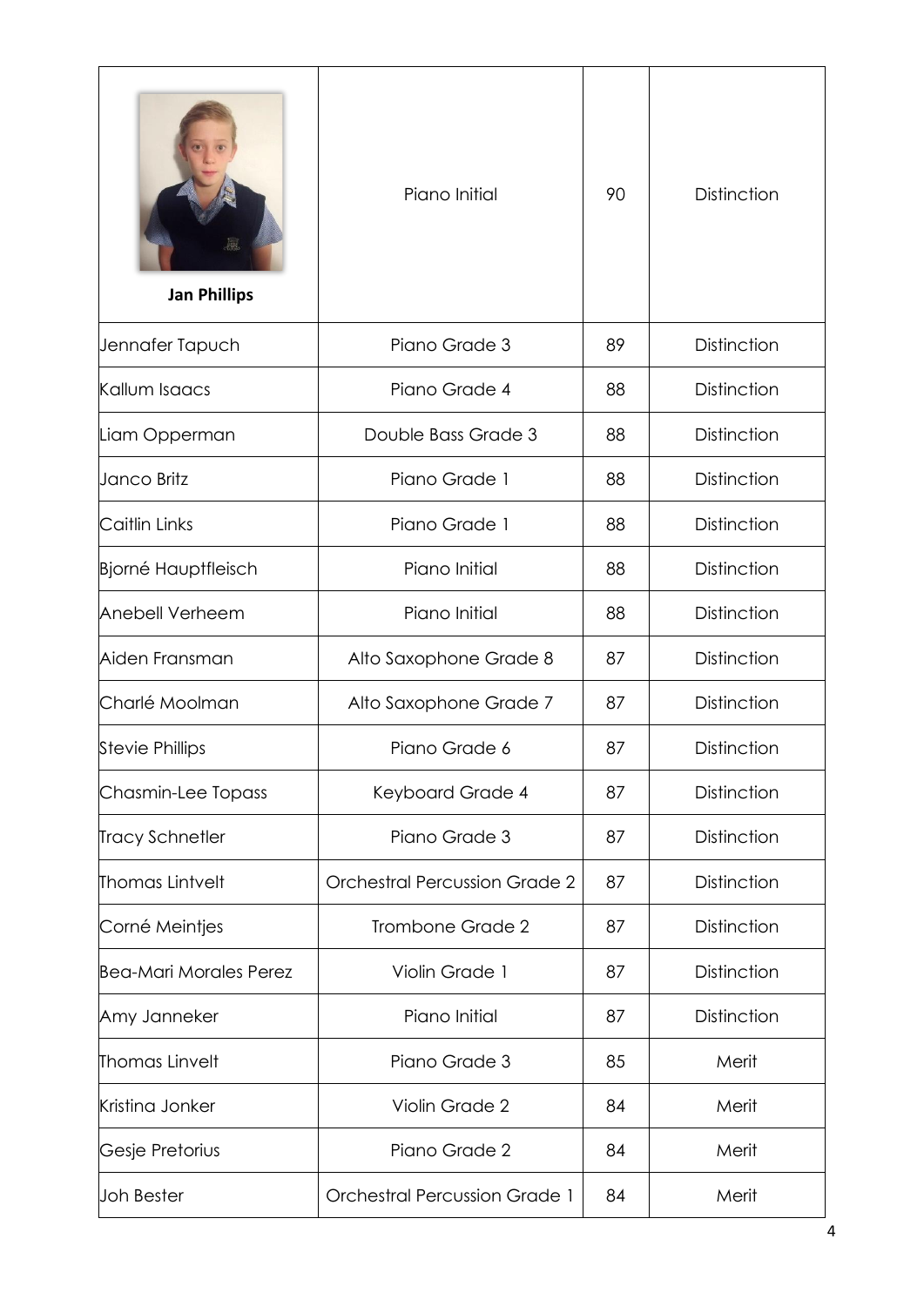| Jan Phillips | Piano Initial | 90 | Distinction |
|---|---|---|---|
| Jennafer Tapuch | Piano Grade 3 | 89 | Distinction |
| Kallum Isaacs | Piano Grade 4 | 88 | Distinction |
| Liam Opperman | Double Bass Grade 3 | 88 | Distinction |
| Janco Britz | Piano Grade 1 | 88 | Distinction |
| Caitlin Links | Piano Grade 1 | 88 | Distinction |
| Bjorné Hauptfleisch | Piano Initial | 88 | Distinction |
| Anebell Verheem | Piano Initial | 88 | Distinction |
| Aiden Fransman | Alto Saxophone Grade 8 | 87 | Distinction |
| Charlé Moolman | Alto Saxophone Grade 7 | 87 | Distinction |
| Stevie Phillips | Piano Grade 6 | 87 | Distinction |
| Chasmin-Lee Topass | Keyboard Grade 4 | 87 | Distinction |
| Tracy Schnetler | Piano Grade 3 | 87 | Distinction |
| Thomas Lintvelt | Orchestral Percussion Grade 2 | 87 | Distinction |
| Corné Meintjes | Trombone Grade 2 | 87 | Distinction |
| Bea-Mari Morales Perez | Violin Grade 1 | 87 | Distinction |
| Amy Janneker | Piano Initial | 87 | Distinction |
| Thomas Linvelt | Piano Grade 3 | 85 | Merit |
| Kristina Jonker | Violin Grade 2 | 84 | Merit |
| Gesje Pretorius | Piano Grade 2 | 84 | Merit |
| Joh Bester | Orchestral Percussion Grade 1 | 84 | Merit |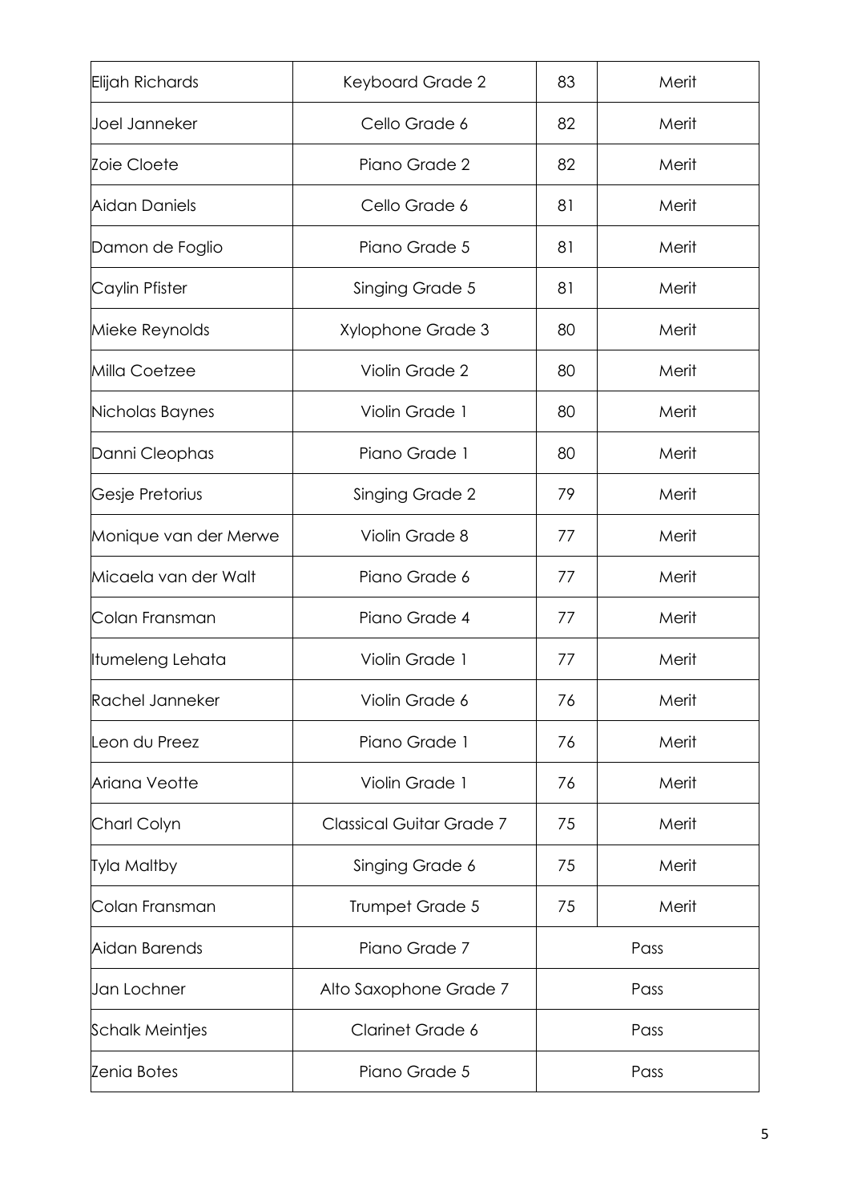| | | | |
|---|---|---|---|
| Elijah Richards | Keyboard Grade 2 | 83 | Merit |
| Joel Janneker | Cello Grade 6 | 82 | Merit |
| Zoie Cloete | Piano Grade 2 | 82 | Merit |
| Aidan Daniels | Cello Grade 6 | 81 | Merit |
| Damon de Foglio | Piano Grade 5 | 81 | Merit |
| Caylin Pfister | Singing Grade 5 | 81 | Merit |
| Mieke Reynolds | Xylophone Grade 3 | 80 | Merit |
| Milla Coetzee | Violin Grade 2 | 80 | Merit |
| Nicholas Baynes | Violin Grade 1 | 80 | Merit |
| Danni Cleophas | Piano Grade 1 | 80 | Merit |
| Gesje Pretorius | Singing Grade 2 | 79 | Merit |
| Monique van der Merwe | Violin Grade 8 | 77 | Merit |
| Micaela van der Walt | Piano Grade 6 | 77 | Merit |
| Colan Fransman | Piano Grade 4 | 77 | Merit |
| Itumeleng Lehata | Violin Grade 1 | 77 | Merit |
| Rachel Janneker | Violin Grade 6 | 76 | Merit |
| Leon du Preez | Piano Grade 1 | 76 | Merit |
| Ariana Veotte | Violin Grade 1 | 76 | Merit |
| Charl Colyn | Classical Guitar Grade 7 | 75 | Merit |
| Tyla Maltby | Singing Grade 6 | 75 | Merit |
| Colan Fransman | Trumpet Grade 5 | 75 | Merit |
| Aidan Barends | Piano Grade 7 | Pass | |
| Jan Lochner | Alto Saxophone Grade 7 | Pass | |
| Schalk Meintjes | Clarinet Grade 6 | Pass | |
| Zenia Botes | Piano Grade 5 | Pass | |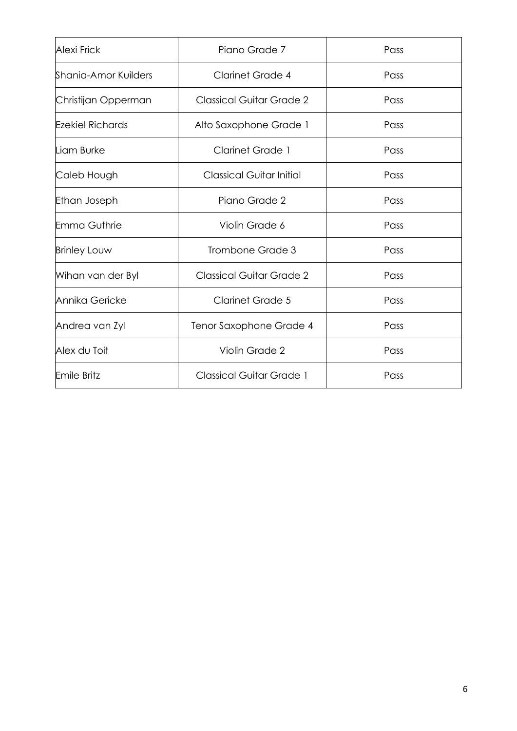| | | |
|---|---|---|
| Alexi Frick | Piano Grade 7 | Pass |
| Shania-Amor Kuilders | Clarinet Grade 4 | Pass |
| Christijan Opperman | Classical Guitar Grade 2 | Pass |
| Ezekiel Richards | Alto Saxophone Grade 1 | Pass |
| Liam Burke | Clarinet Grade 1 | Pass |
| Caleb Hough | Classical Guitar Initial | Pass |
| Ethan Joseph | Piano Grade 2 | Pass |
| Emma Guthrie | Violin Grade 6 | Pass |
| Brinley Louw | Trombone Grade 3 | Pass |
| Wihan van der Byl | Classical Guitar Grade 2 | Pass |
| Annika Gericke | Clarinet Grade 5 | Pass |
| Andrea van Zyl | Tenor Saxophone Grade 4 | Pass |
| Alex du Toit | Violin Grade 2 | Pass |
| Emile Britz | Classical Guitar Grade 1 | Pass |